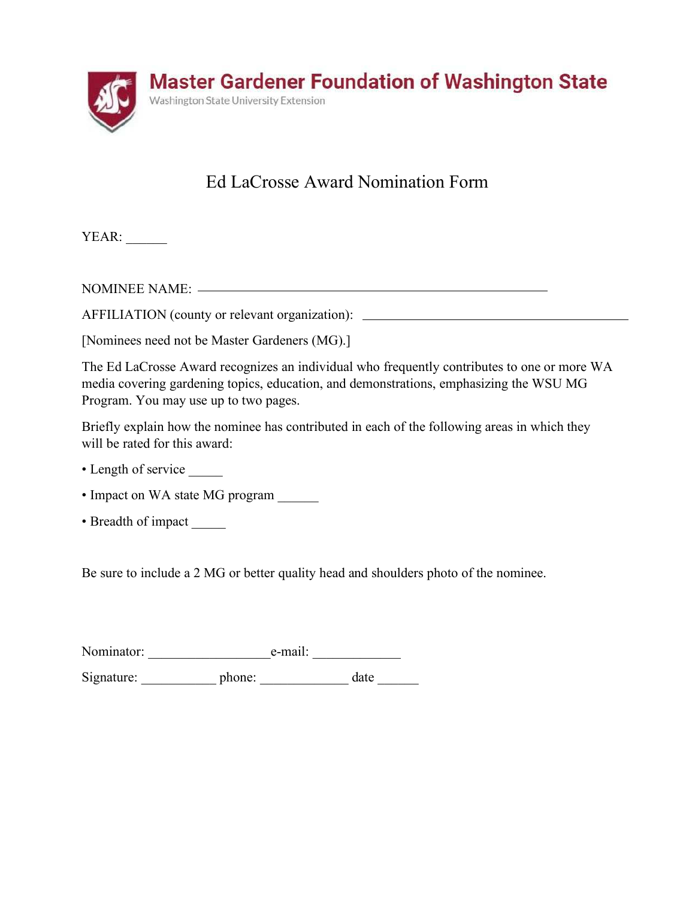**Master Gardener Foundation of Washington State**
Washington State University Extension

# Ed LaCrosse Award Nomination Form

YEAR: ______

NOMINEE NAME: ____________________________________________

AFFILIATION (county or relevant organization): ________________________________

[Nominees need not be Master Gardeners (MG).]

The Ed LaCrosse Award recognizes an individual who frequently contributes to one or more WA media covering gardening topics, education, and demonstrations, emphasizing the WSU MG Program. You may use up to two pages.

Briefly explain how the nominee has contributed in each of the following areas in which they will be rated for this award:

- Length of service _____
- Impact on WA state MG program ______
- Breadth of impact _____

Be sure to include a 2 MG or better quality head and shoulders photo of the nominee.

Nominator: _________________ e-mail: _____________

Signature: ___________ phone: _____________ date ______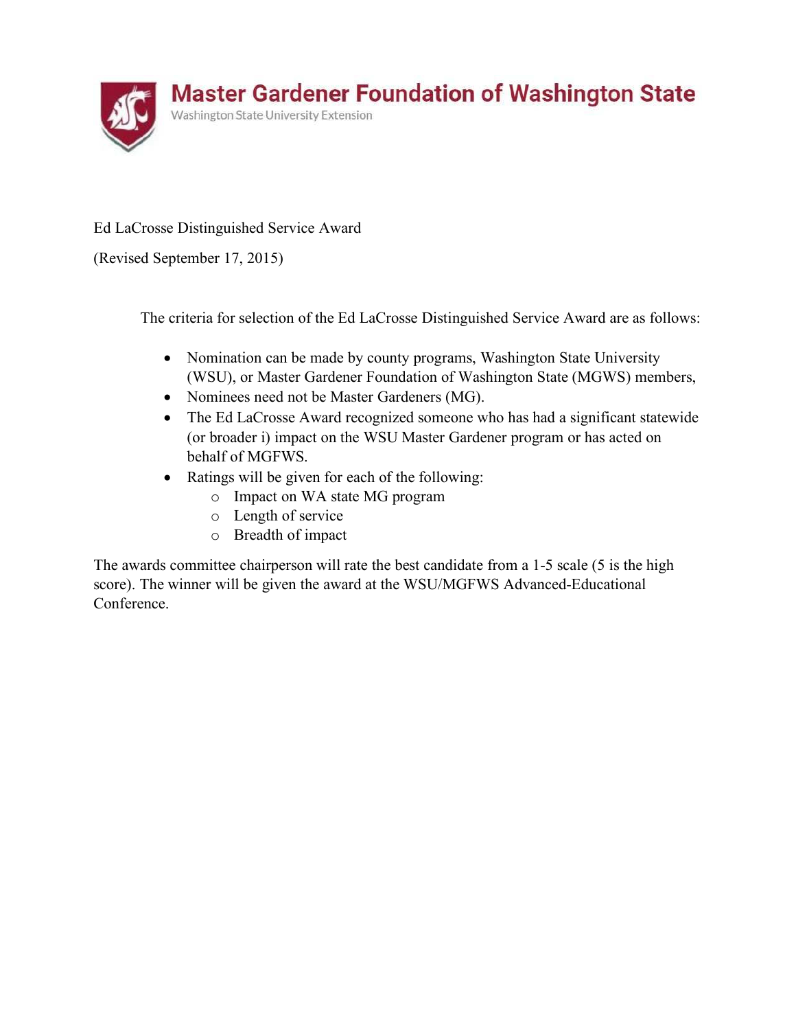# Master Gardener Foundation of Washington State

Washington State University Extension

Ed LaCrosse Distinguished Service Award

(Revised September 17, 2015)

The criteria for selection of the Ed LaCrosse Distinguished Service Award are as follows:

- Nomination can be made by county programs, Washington State University (WSU), or Master Gardener Foundation of Washington State (MGWS) members,
- Nominees need not be Master Gardeners (MG).
- The Ed LaCrosse Award recognized someone who has had a significant statewide (or broader i) impact on the WSU Master Gardener program or has acted on behalf of MGFWS.
- Ratings will be given for each of the following:
  - Impact on WA state MG program
  - Length of service
  - Breadth of impact

The awards committee chairperson will rate the best candidate from a 1-5 scale (5 is the high score). The winner will be given the award at the WSU/MGFWS Advanced-Educational Conference.